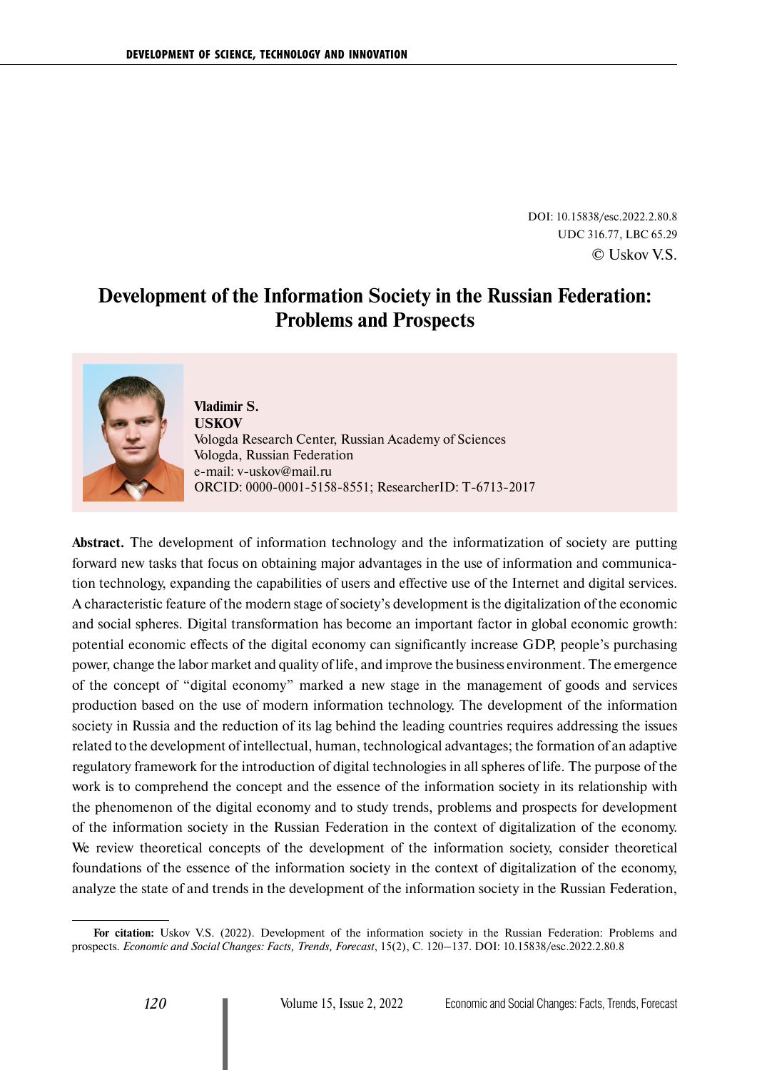DOI: 10.15838/esc.2022.2.80.8
UDC 316.77, LBC 65.29
© Uskov V.S.

# Development of the Information Society in the Russian Federation: Problems and Prospects

**Vladimir S. USKOV**
Vologda Research Center, Russian Academy of Sciences
Vologda, Russian Federation
e-mail: v-uskov@mail.ru
ORCID: 0000-0001-5158-8551; ResearcherID: T-6713-2017

**Abstract.** The development of information technology and the informatization of society are putting forward new tasks that focus on obtaining major advantages in the use of information and communication technology, expanding the capabilities of users and effective use of the Internet and digital services. A characteristic feature of the modern stage of society's development is the digitalization of the economic and social spheres. Digital transformation has become an important factor in global economic growth: potential economic effects of the digital economy can significantly increase GDP, people's purchasing power, change the labor market and quality of life, and improve the business environment. The emergence of the concept of "digital economy" marked a new stage in the management of goods and services production based on the use of modern information technology. The development of the information society in Russia and the reduction of its lag behind the leading countries requires addressing the issues related to the development of intellectual, human, technological advantages; the formation of an adaptive regulatory framework for the introduction of digital technologies in all spheres of life. The purpose of the work is to comprehend the concept and the essence of the information society in its relationship with the phenomenon of the digital economy and to study trends, problems and prospects for development of the information society in the Russian Federation in the context of digitalization of the economy. We review theoretical concepts of the development of the information society, consider theoretical foundations of the essence of the information society in the context of digitalization of the economy, analyze the state of and trends in the development of the information society in the Russian Federation,

---

**For citation:** Uskov V.S. (2022). Development of the information society in the Russian Federation: Problems and prospects. *Economic and Social Changes: Facts, Trends, Forecast*, 15(2), C. 120–137. DOI: 10.15838/esc.2022.2.80.8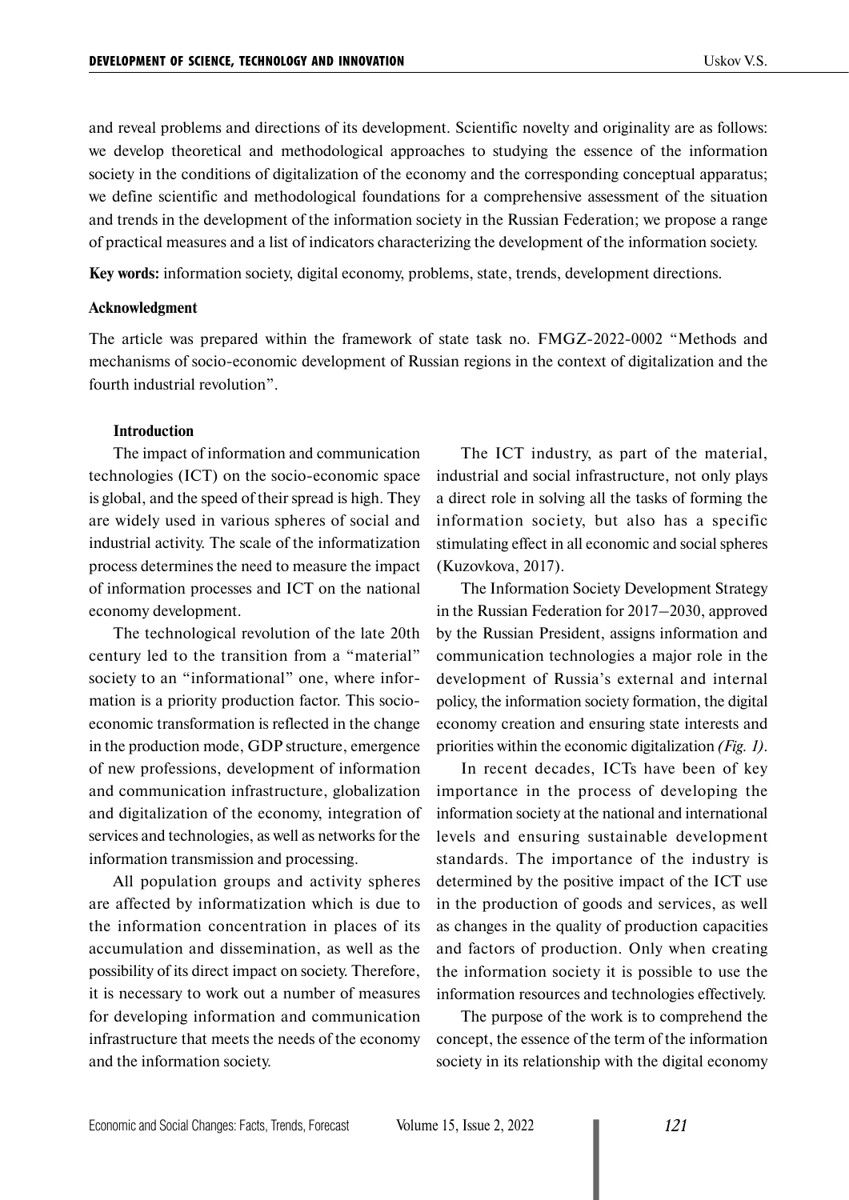and reveal problems and directions of its development. Scientific novelty and originality are as follows: we develop theoretical and methodological approaches to studying the essence of the information society in the conditions of digitalization of the economy and the corresponding conceptual apparatus; we define scientific and methodological foundations for a comprehensive assessment of the situation and trends in the development of the information society in the Russian Federation; we propose a range of practical measures and a list of indicators characterizing the development of the information society.

**Key words:** information society, digital economy, problems, state, trends, development directions.

**Acknowledgment**

The article was prepared within the framework of state task no. FMGZ-2022-0002 "Methods and mechanisms of socio-economic development of Russian regions in the context of digitalization and the fourth industrial revolution".

## Introduction

The impact of information and communication technologies (ICT) on the socio-economic space is global, and the speed of their spread is high. They are widely used in various spheres of social and industrial activity. The scale of the informatization process determines the need to measure the impact of information processes and ICT on the national economy development.

The technological revolution of the late 20th century led to the transition from a "material" society to an "informational" one, where information is a priority production factor. This socio-economic transformation is reflected in the change in the production mode, GDP structure, emergence of new professions, development of information and communication infrastructure, globalization and digitalization of the economy, integration of services and technologies, as well as networks for the information transmission and processing.

All population groups and activity spheres are affected by informatization which is due to the information concentration in places of its accumulation and dissemination, as well as the possibility of its direct impact on society. Therefore, it is necessary to work out a number of measures for developing information and communication infrastructure that meets the needs of the economy and the information society.

The ICT industry, as part of the material, industrial and social infrastructure, not only plays a direct role in solving all the tasks of forming the information society, but also has a specific stimulating effect in all economic and social spheres (Kuzovkova, 2017).

The Information Society Development Strategy in the Russian Federation for 2017–2030, approved by the Russian President, assigns information and communication technologies a major role in the development of Russia's external and internal policy, the information society formation, the digital economy creation and ensuring state interests and priorities within the economic digitalization *(Fig. 1)*.

In recent decades, ICTs have been of key importance in the process of developing the information society at the national and international levels and ensuring sustainable development standards. The importance of the industry is determined by the positive impact of the ICT use in the production of goods and services, as well as changes in the quality of production capacities and factors of production. Only when creating the information society it is possible to use the information resources and technologies effectively.

The purpose of the work is to comprehend the concept, the essence of the term of the information society in its relationship with the digital economy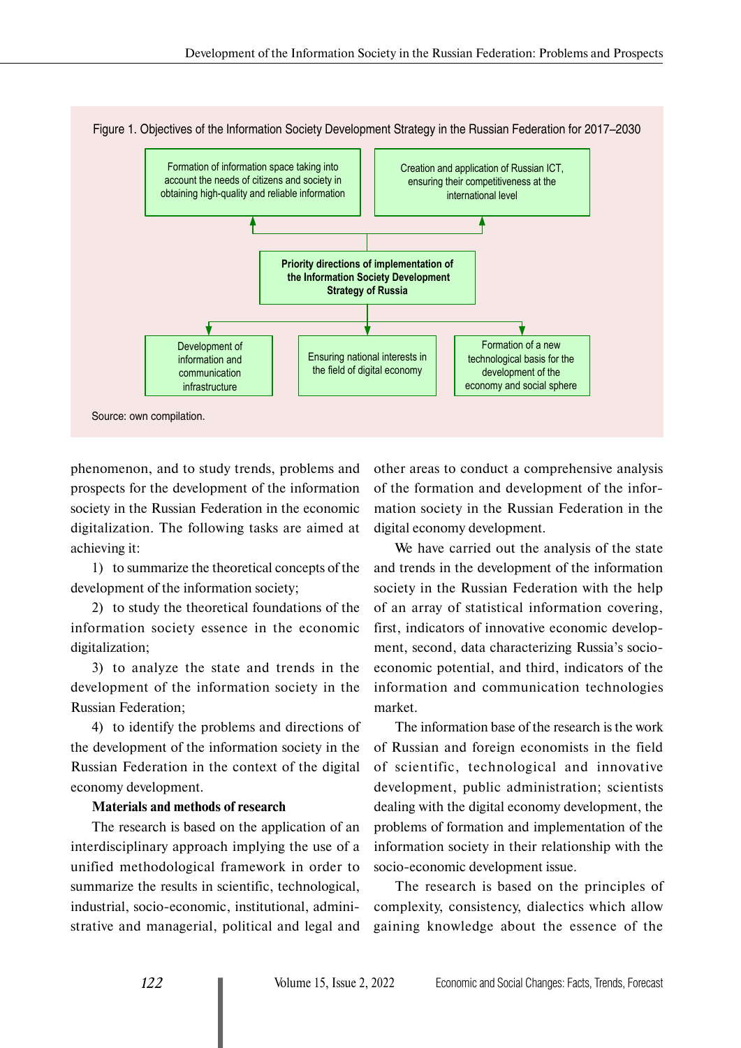Figure 1. Objectives of the Information Society Development Strategy in the Russian Federation for 2017–2030

Formation of information space taking into account the needs of citizens and society in obtaining high-quality and reliable information

Creation and application of Russian ICT, ensuring their competitiveness at the international level

**Priority directions of implementation of the Information Society Development Strategy of Russia**

Development of information and communication infrastructure

Ensuring national interests in the field of digital economy

Formation of a new technological basis for the development of the economy and social sphere

Source: own compilation.

phenomenon, and to study trends, problems and prospects for the development of the information society in the Russian Federation in the economic digitalization. The following tasks are aimed at achieving it:

1) to summarize the theoretical concepts of the development of the information society;

2) to study the theoretical foundations of the information society essence in the economic digitalization;

3) to analyze the state and trends in the development of the information society in the Russian Federation;

4) to identify the problems and directions of the development of the information society in the Russian Federation in the context of the digital economy development.

**Materials and methods of research**

The research is based on the application of an interdisciplinary approach implying the use of a unified methodological framework in order to summarize the results in scientific, technological, industrial, socio-economic, institutional, administrative and managerial, political and legal and other areas to conduct a comprehensive analysis of the formation and development of the information society in the Russian Federation in the digital economy development.

We have carried out the analysis of the state and trends in the development of the information society in the Russian Federation with the help of an array of statistical information covering, first, indicators of innovative economic development, second, data characterizing Russia's socio-economic potential, and third, indicators of the information and communication technologies market.

The information base of the research is the work of Russian and foreign economists in the field of scientific, technological and innovative development, public administration; scientists dealing with the digital economy development, the problems of formation and implementation of the information society in their relationship with the socio-economic development issue.

The research is based on the principles of complexity, consistency, dialectics which allow gaining knowledge about the essence of the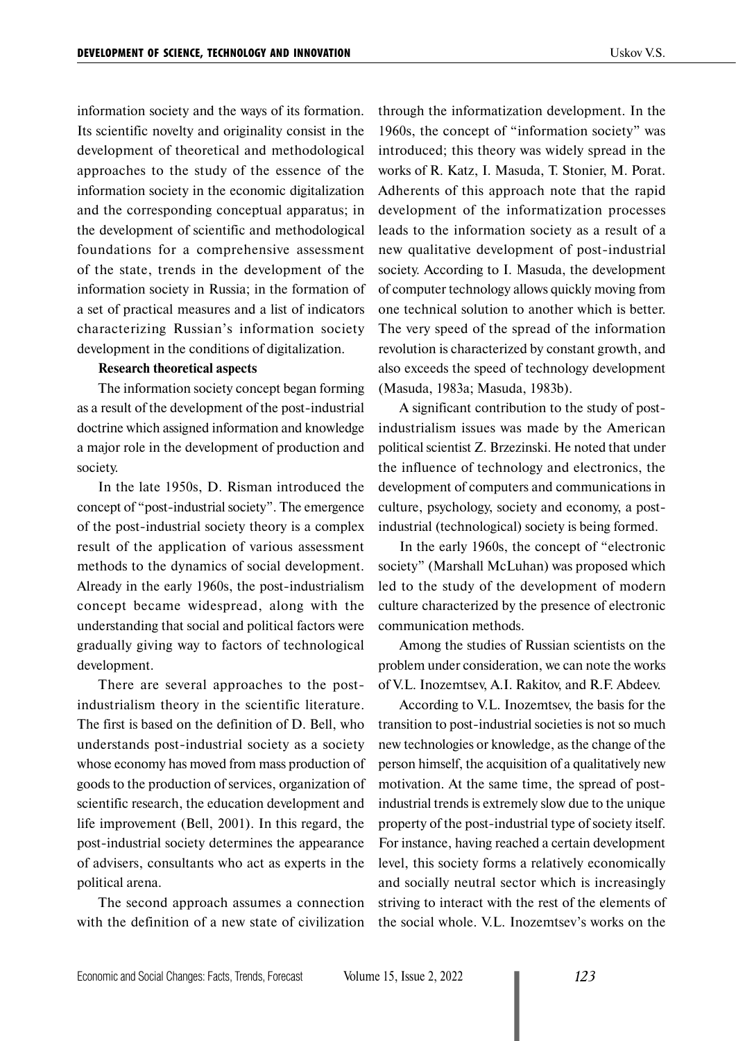information society and the ways of its formation. Its scientific novelty and originality consist in the development of theoretical and methodological approaches to the study of the essence of the information society in the economic digitalization and the corresponding conceptual apparatus; in the development of scientific and methodological foundations for a comprehensive assessment of the state, trends in the development of the information society in Russia; in the formation of a set of practical measures and a list of indicators characterizing Russian's information society development in the conditions of digitalization.

**Research theoretical aspects**

The information society concept began forming as a result of the development of the post-industrial doctrine which assigned information and knowledge a major role in the development of production and society.

In the late 1950s, D. Risman introduced the concept of "post-industrial society". The emergence of the post-industrial society theory is a complex result of the application of various assessment methods to the dynamics of social development. Already in the early 1960s, the post-industrialism concept became widespread, along with the understanding that social and political factors were gradually giving way to factors of technological development.

There are several approaches to the post-industrialism theory in the scientific literature. The first is based on the definition of D. Bell, who understands post-industrial society as a society whose economy has moved from mass production of goods to the production of services, organization of scientific research, the education development and life improvement (Bell, 2001). In this regard, the post-industrial society determines the appearance of advisers, consultants who act as experts in the political arena.

The second approach assumes a connection with the definition of a new state of civilization through the informatization development. In the 1960s, the concept of "information society" was introduced; this theory was widely spread in the works of R. Katz, I. Masuda, T. Stonier, M. Porat. Adherents of this approach note that the rapid development of the informatization processes leads to the information society as a result of a new qualitative development of post-industrial society. According to I. Masuda, the development of computer technology allows quickly moving from one technical solution to another which is better. The very speed of the spread of the information revolution is characterized by constant growth, and also exceeds the speed of technology development (Masuda, 1983a; Masuda, 1983b).

A significant contribution to the study of post-industrialism issues was made by the American political scientist Z. Brzezinski. He noted that under the influence of technology and electronics, the development of computers and communications in culture, psychology, society and economy, a post-industrial (technological) society is being formed.

In the early 1960s, the concept of "electronic society" (Marshall McLuhan) was proposed which led to the study of the development of modern culture characterized by the presence of electronic communication methods.

Among the studies of Russian scientists on the problem under consideration, we can note the works of V.L. Inozemtsev, A.I. Rakitov, and R.F. Abdeev.

According to V.L. Inozemtsev, the basis for the transition to post-industrial societies is not so much new technologies or knowledge, as the change of the person himself, the acquisition of a qualitatively new motivation. At the same time, the spread of post-industrial trends is extremely slow due to the unique property of the post-industrial type of society itself. For instance, having reached a certain development level, this society forms a relatively economically and socially neutral sector which is increasingly striving to interact with the rest of the elements of the social whole. V.L. Inozemtsev's works on the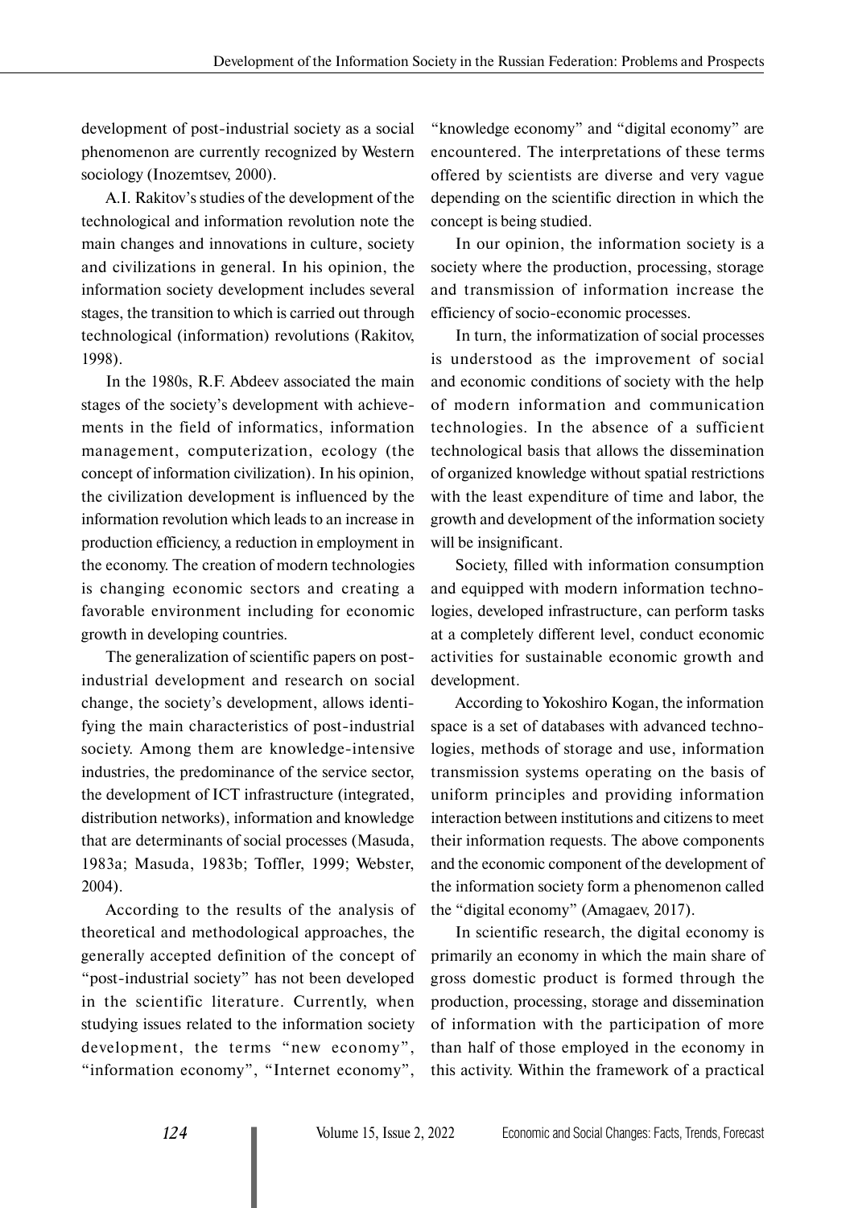development of post-industrial society as a social phenomenon are currently recognized by Western sociology (Inozemtsev, 2000).

A.I. Rakitov's studies of the development of the technological and information revolution note the main changes and innovations in culture, society and civilizations in general. In his opinion, the information society development includes several stages, the transition to which is carried out through technological (information) revolutions (Rakitov, 1998).

In the 1980s, R.F. Abdeev associated the main stages of the society's development with achievements in the field of informatics, information management, computerization, ecology (the concept of information civilization). In his opinion, the civilization development is influenced by the information revolution which leads to an increase in production efficiency, a reduction in employment in the economy. The creation of modern technologies is changing economic sectors and creating a favorable environment including for economic growth in developing countries.

The generalization of scientific papers on post-industrial development and research on social change, the society's development, allows identifying the main characteristics of post-industrial society. Among them are knowledge-intensive industries, the predominance of the service sector, the development of ICT infrastructure (integrated, distribution networks), information and knowledge that are determinants of social processes (Masuda, 1983a; Masuda, 1983b; Toffler, 1999; Webster, 2004).

According to the results of the analysis of theoretical and methodological approaches, the generally accepted definition of the concept of "post-industrial society" has not been developed in the scientific literature. Currently, when studying issues related to the information society development, the terms "new economy", "information economy", "Internet economy", "knowledge economy" and "digital economy" are encountered. The interpretations of these terms offered by scientists are diverse and very vague depending on the scientific direction in which the concept is being studied.

In our opinion, the information society is a society where the production, processing, storage and transmission of information increase the efficiency of socio-economic processes.

In turn, the informatization of social processes is understood as the improvement of social and economic conditions of society with the help of modern information and communication technologies. In the absence of a sufficient technological basis that allows the dissemination of organized knowledge without spatial restrictions with the least expenditure of time and labor, the growth and development of the information society will be insignificant.

Society, filled with information consumption and equipped with modern information technologies, developed infrastructure, can perform tasks at a completely different level, conduct economic activities for sustainable economic growth and development.

According to Yokoshiro Kogan, the information space is a set of databases with advanced technologies, methods of storage and use, information transmission systems operating on the basis of uniform principles and providing information interaction between institutions and citizens to meet their information requests. The above components and the economic component of the development of the information society form a phenomenon called the "digital economy" (Amagaev, 2017).

In scientific research, the digital economy is primarily an economy in which the main share of gross domestic product is formed through the production, processing, storage and dissemination of information with the participation of more than half of those employed in the economy in this activity. Within the framework of a practical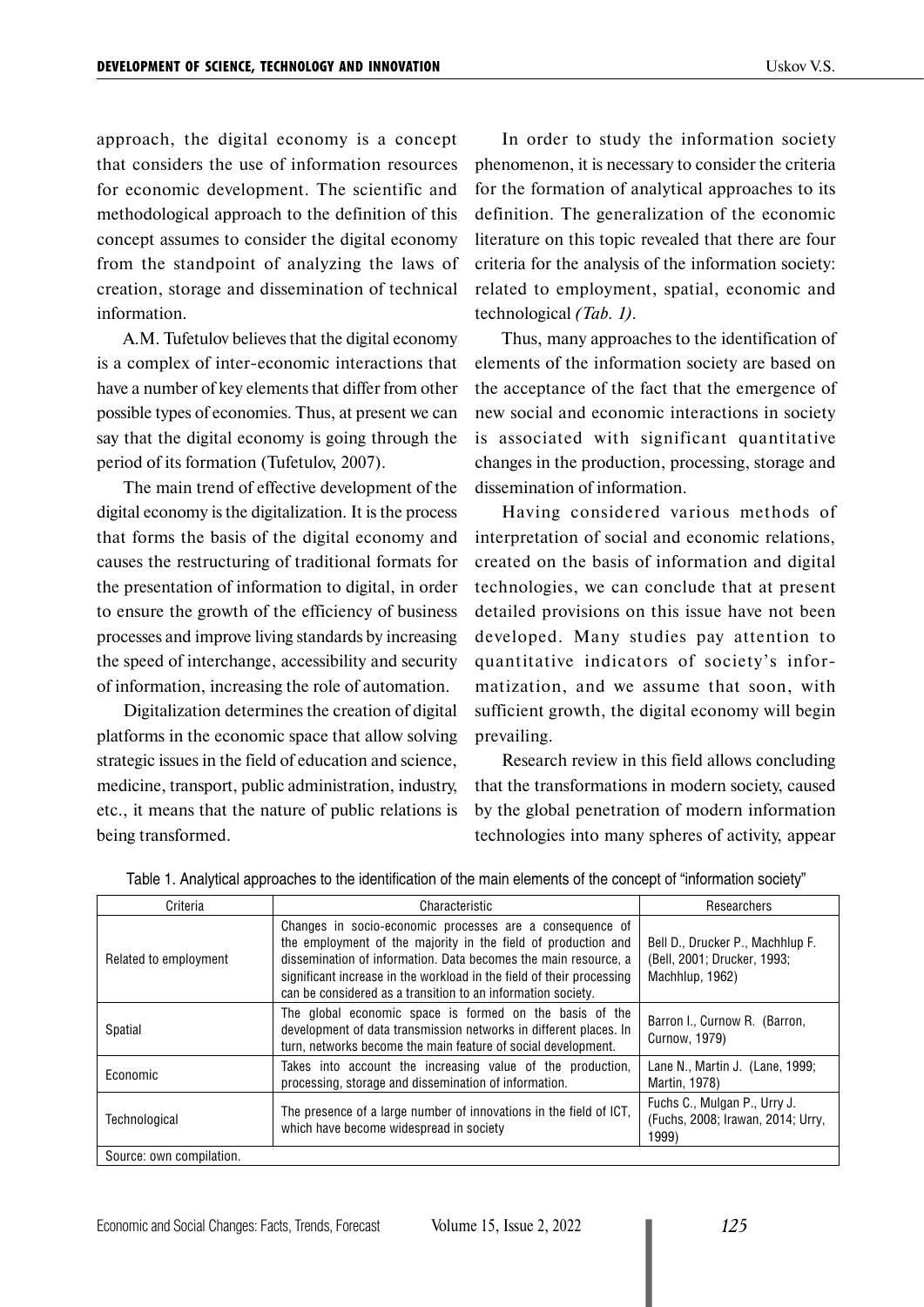approach, the digital economy is a concept that considers the use of information resources for economic development. The scientific and methodological approach to the definition of this concept assumes to consider the digital economy from the standpoint of analyzing the laws of creation, storage and dissemination of technical information.

A.M. Tufetulov believes that the digital economy is a complex of inter-economic interactions that have a number of key elements that differ from other possible types of economies. Thus, at present we can say that the digital economy is going through the period of its formation (Tufetulov, 2007).

The main trend of effective development of the digital economy is the digitalization. It is the process that forms the basis of the digital economy and causes the restructuring of traditional formats for the presentation of information to digital, in order to ensure the growth of the efficiency of business processes and improve living standards by increasing the speed of interchange, accessibility and security of information, increasing the role of automation.

Digitalization determines the creation of digital platforms in the economic space that allow solving strategic issues in the field of education and science, medicine, transport, public administration, industry, etc., it means that the nature of public relations is being transformed.

In order to study the information society phenomenon, it is necessary to consider the criteria for the formation of analytical approaches to its definition. The generalization of the economic literature on this topic revealed that there are four criteria for the analysis of the information society: related to employment, spatial, economic and technological *(Tab. 1)*.

Thus, many approaches to the identification of elements of the information society are based on the acceptance of the fact that the emergence of new social and economic interactions in society is associated with significant quantitative changes in the production, processing, storage and dissemination of information.

Having considered various methods of interpretation of social and economic relations, created on the basis of information and digital technologies, we can conclude that at present detailed provisions on this issue have not been developed. Many studies pay attention to quantitative indicators of society's informatization, and we assume that soon, with sufficient growth, the digital economy will begin prevailing.

Research review in this field allows concluding that the transformations in modern society, caused by the global penetration of modern information technologies into many spheres of activity, appear

Table 1. Analytical approaches to the identification of the main elements of the concept of "information society"

| Criteria | Characteristic | Researchers |
|---|---|---|
| Related to employment | Changes in socio-economic processes are a consequence of the employment of the majority in the field of production and dissemination of information. Data becomes the main resource, a significant increase in the workload in the field of their processing can be considered as a transition to an information society. | Bell D., Drucker P., Machhlup F. (Bell, 2001; Drucker, 1993; Machhlup, 1962) |
| Spatial | The global economic space is formed on the basis of the development of data transmission networks in different places. In turn, networks become the main feature of social development. | Barron I., Curnow R. (Barron, Curnow, 1979) |
| Economic | Takes into account the increasing value of the production, processing, storage and dissemination of information. | Lane N., Martin J. (Lane, 1999; Martin, 1978) |
| Technological | The presence of a large number of innovations in the field of ICT, which have become widespread in society | Fuchs C., Mulgan P., Urry J. (Fuchs, 2008; Irawan, 2014; Urry, 1999) |
| Source: own compilation. | | |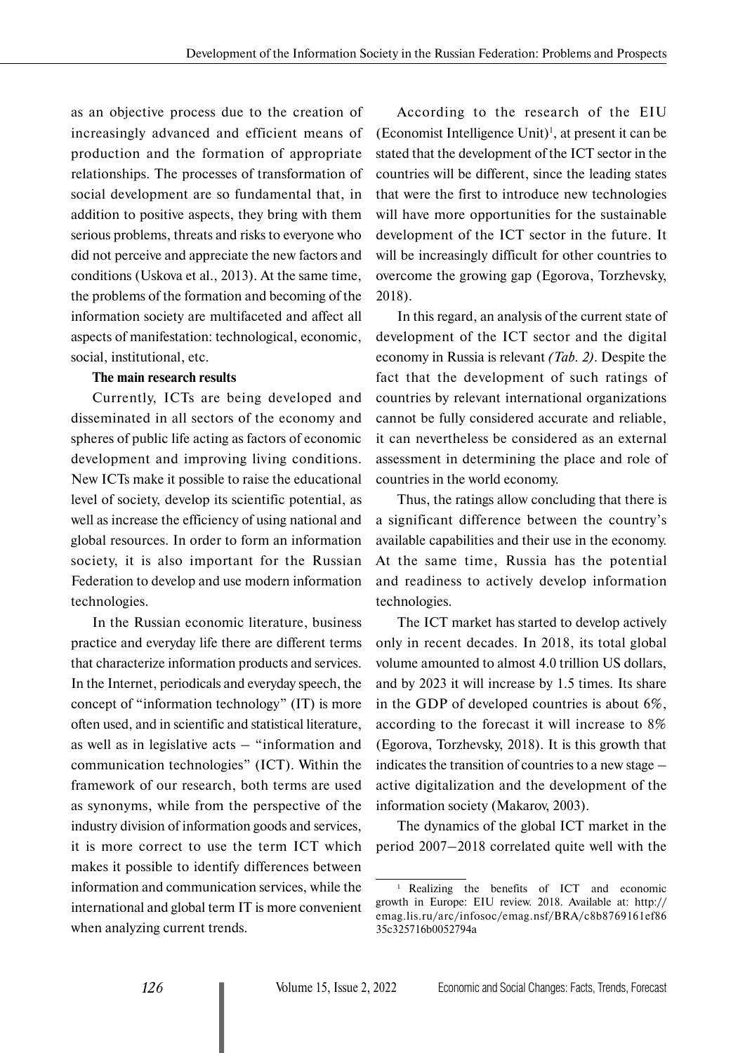as an objective process due to the creation of increasingly advanced and efficient means of production and the formation of appropriate relationships. The processes of transformation of social development are so fundamental that, in addition to positive aspects, they bring with them serious problems, threats and risks to everyone who did not perceive and appreciate the new factors and conditions (Uskova et al., 2013). At the same time, the problems of the formation and becoming of the information society are multifaceted and affect all aspects of manifestation: technological, economic, social, institutional, etc.

**The main research results**

Currently, ICTs are being developed and disseminated in all sectors of the economy and spheres of public life acting as factors of economic development and improving living conditions. New ICTs make it possible to raise the educational level of society, develop its scientific potential, as well as increase the efficiency of using national and global resources. In order to form an information society, it is also important for the Russian Federation to develop and use modern information technologies.

In the Russian economic literature, business practice and everyday life there are different terms that characterize information products and services. In the Internet, periodicals and everyday speech, the concept of "information technology" (IT) is more often used, and in scientific and statistical literature, as well as in legislative acts – "information and communication technologies" (ICT). Within the framework of our research, both terms are used as synonyms, while from the perspective of the industry division of information goods and services, it is more correct to use the term ICT which makes it possible to identify differences between information and communication services, while the international and global term IT is more convenient when analyzing current trends.

According to the research of the EIU (Economist Intelligence Unit)[1], at present it can be stated that the development of the ICT sector in the countries will be different, since the leading states that were the first to introduce new technologies will have more opportunities for the sustainable development of the ICT sector in the future. It will be increasingly difficult for other countries to overcome the growing gap (Egorova, Torzhevsky, 2018).

In this regard, an analysis of the current state of development of the ICT sector and the digital economy in Russia is relevant *(Tab. 2)*. Despite the fact that the development of such ratings of countries by relevant international organizations cannot be fully considered accurate and reliable, it can nevertheless be considered as an external assessment in determining the place and role of countries in the world economy.

Thus, the ratings allow concluding that there is a significant difference between the country's available capabilities and their use in the economy. At the same time, Russia has the potential and readiness to actively develop information technologies.

The ICT market has started to develop actively only in recent decades. In 2018, its total global volume amounted to almost 4.0 trillion US dollars, and by 2023 it will increase by 1.5 times. Its share in the GDP of developed countries is about 6%, according to the forecast it will increase to 8% (Egorova, Torzhevsky, 2018). It is this growth that indicates the transition of countries to a new stage – active digitalization and the development of the information society (Makarov, 2003).

The dynamics of the global ICT market in the period 2007–2018 correlated quite well with the

[1] Realizing the benefits of ICT and economic growth in Europe: EIU review. 2018. Available at: http://emag.lis.ru/arc/infosoc/emag.nsf/BRA/c8b8769161ef8635c325716b0052794a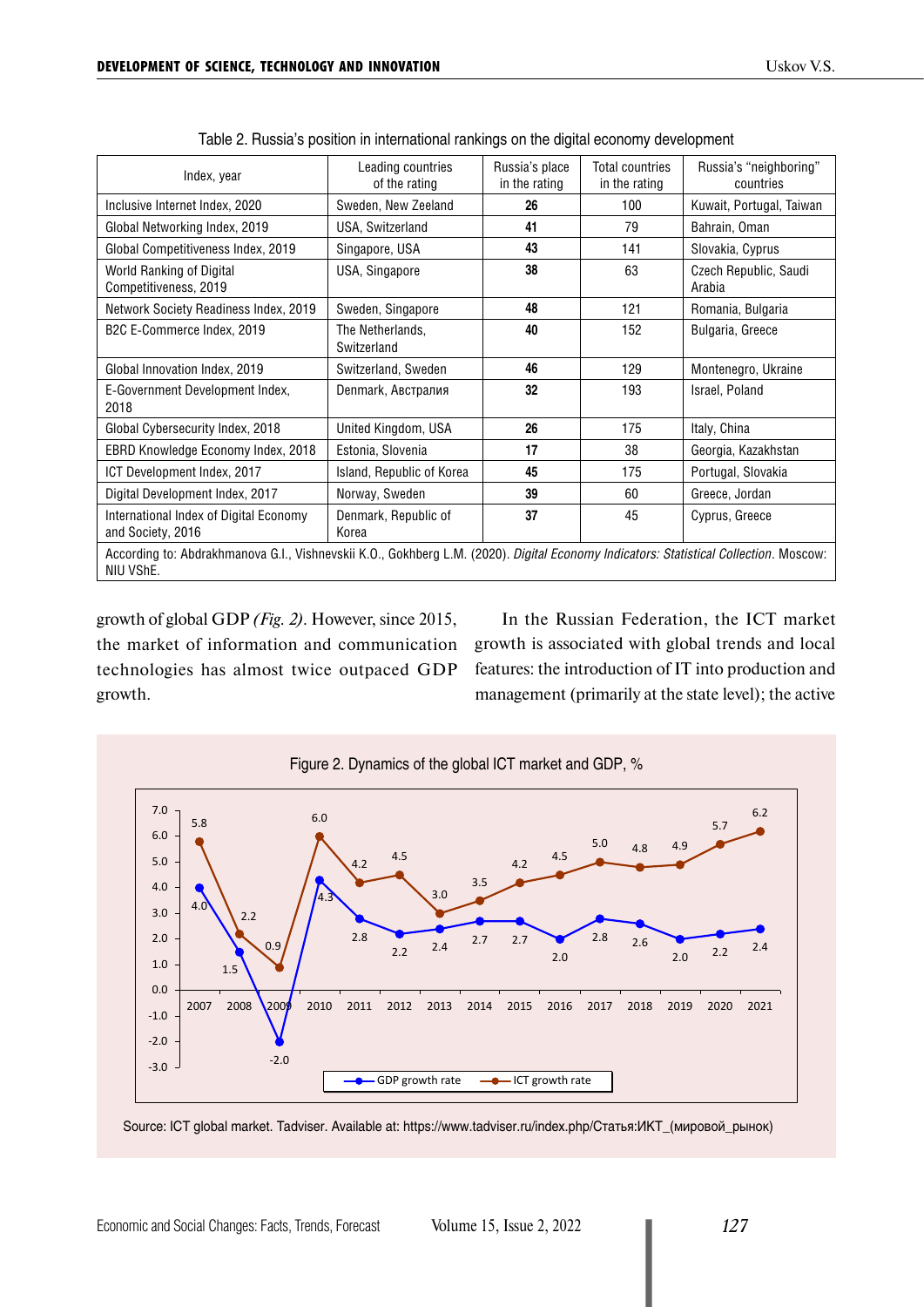Table 2. Russia's position in international rankings on the digital economy development

| Index, year | Leading countries of the rating | Russia's place in the rating | Total countries in the rating | Russia's "neighboring" countries |
|---|---|---|---|---|
| Inclusive Internet Index, 2020 | Sweden, New Zeeland | **26** | 100 | Kuwait, Portugal, Taiwan |
| Global Networking Index, 2019 | USA, Switzerland | **41** | 79 | Bahrain, Oman |
| Global Competitiveness Index, 2019 | Singapore, USA | **43** | 141 | Slovakia, Cyprus |
| World Ranking of Digital Competitiveness, 2019 | USA, Singapore | **38** | 63 | Czech Republic, Saudi Arabia |
| Network Society Readiness Index, 2019 | Sweden, Singapore | **48** | 121 | Romania, Bulgaria |
| B2C E-Commerce Index, 2019 | The Netherlands, Switzerland | **40** | 152 | Bulgaria, Greece |
| Global Innovation Index, 2019 | Switzerland, Sweden | **46** | 129 | Montenegro, Ukraine |
| E-Government Development Index, 2018 | Denmark, Австралия | **32** | 193 | Israel, Poland |
| Global Cybersecurity Index, 2018 | United Kingdom, USA | **26** | 175 | Italy, China |
| EBRD Knowledge Economy Index, 2018 | Estonia, Slovenia | **17** | 38 | Georgia, Kazakhstan |
| ICT Development Index, 2017 | Island, Republic of Korea | **45** | 175 | Portugal, Slovakia |
| Digital Development Index, 2017 | Norway, Sweden | **39** | 60 | Greece, Jordan |
| International Index of Digital Economy and Society, 2016 | Denmark, Republic of Korea | **37** | 45 | Cyprus, Greece |
| According to: Abdrakhmanova G.I., Vishnevskii K.O., Gokhberg L.M. (2020). *Digital Economy Indicators: Statistical Collection*. Moscow: NIU VShE. | | | | |

growth of global GDP *(Fig. 2)*. However, since 2015, the market of information and communication technologies has almost twice outpaced GDP growth.

In the Russian Federation, the ICT market growth is associated with global trends and local features: the introduction of IT into production and management (primarily at the state level); the active

Figure 2. Dynamics of the global ICT market and GDP, %

| Year | GDP growth rate | ICT growth rate |
|---|---|---|
| 2007 | 4.0 | 5.8 |
| 2008 | 1.5 | 2.2 |
| 2009 | -2.0 | 0.9 |
| 2010 | 4.3 | 6.0 |
| 2011 | 2.8 | 4.2 |
| 2012 | 2.2 | 4.5 |
| 2013 | 2.4 | 3.0 |
| 2014 | 2.7 | 3.5 |
| 2015 | 2.7 | 4.2 |
| 2016 | 2.0 | 4.5 |
| 2017 | 2.8 | 5.0 |
| 2018 | 2.6 | 4.8 |
| 2019 | 2.0 | 4.9 |
| 2020 | 2.2 | 5.7 |
| 2021 | 2.4 | 6.2 |

Source: ICT global market. Tadviser. Available at: https://www.tadviser.ru/index.php/Статья:ИКТ_(мировой_рынок)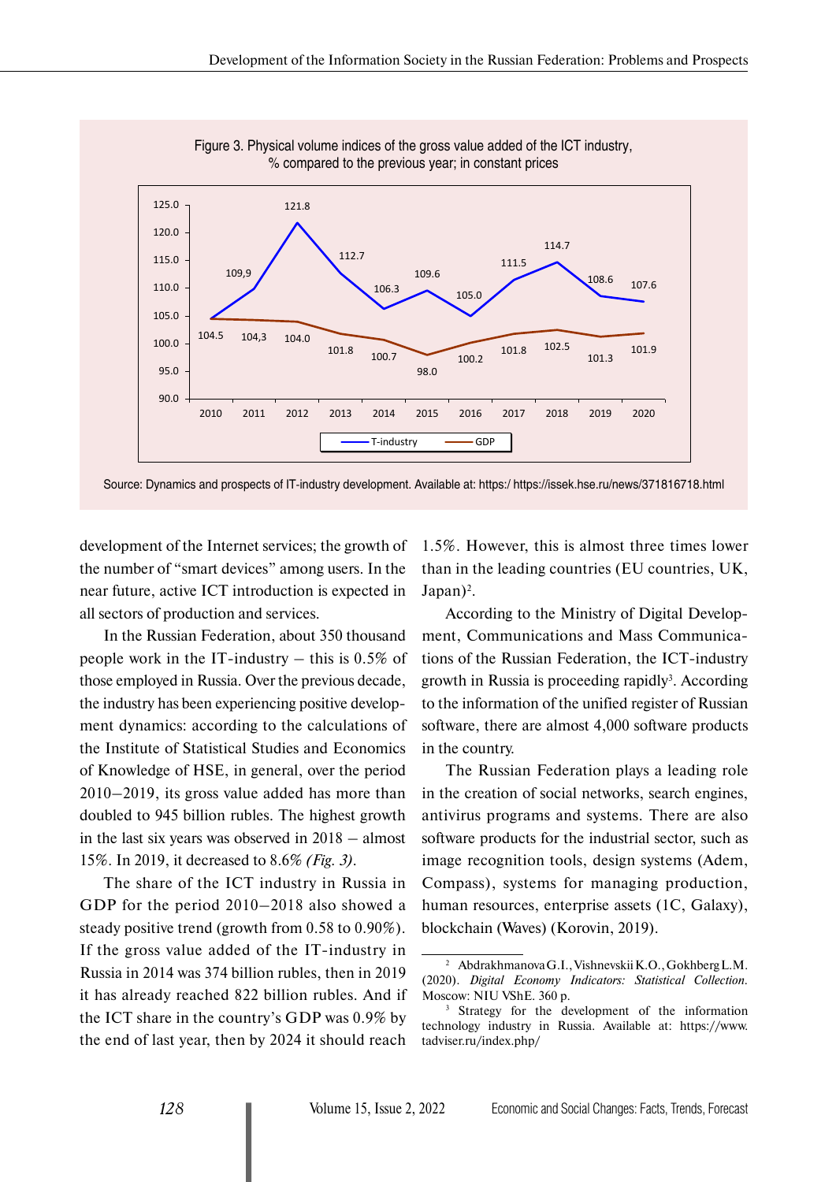Figure 3. Physical volume indices of the gross value added of the ICT industry, % compared to the previous year; in constant prices

| Year | T-industry | GDP |
|---|---|---|
| 2010 | 104.5 | 104.5 |
| 2011 | 109,9 | 104,3 |
| 2012 | 121.8 | 104.0 |
| 2013 | 112.7 | 101.8 |
| 2014 | 106.3 | 100.7 |
| 2015 | 109.6 | 98.0 |
| 2016 | 105.0 | 100.2 |
| 2017 | 111.5 | 101.8 |
| 2018 | 114.7 | 102.5 |
| 2019 | 108.6 | 101.3 |
| 2020 | 107.6 | 101.9 |

Source: Dynamics and prospects of IT-industry development. Available at: https:/ https://issek.hse.ru/news/371816718.html

development of the Internet services; the growth of the number of "smart devices" among users. In the near future, active ICT introduction is expected in all sectors of production and services.

In the Russian Federation, about 350 thousand people work in the IT-industry – this is 0.5% of those employed in Russia. Over the previous decade, the industry has been experiencing positive development dynamics: according to the calculations of the Institute of Statistical Studies and Economics of Knowledge of HSE, in general, over the period 2010–2019, its gross value added has more than doubled to 945 billion rubles. The highest growth in the last six years was observed in 2018 – almost 15%. In 2019, it decreased to 8.6% *(Fig. 3)*.

The share of the ICT industry in Russia in GDP for the period 2010–2018 also showed a steady positive trend (growth from 0.58 to 0.90%). If the gross value added of the IT-industry in Russia in 2014 was 374 billion rubles, then in 2019 it has already reached 822 billion rubles. And if the ICT share in the country's GDP was 0.9% by the end of last year, then by 2024 it should reach 1.5%. However, this is almost three times lower than in the leading countries (EU countries, UK, Japan)[2].

According to the Ministry of Digital Development, Communications and Mass Communications of the Russian Federation, the ICT-industry growth in Russia is proceeding rapidly[3]. According to the information of the unified register of Russian software, there are almost 4,000 software products in the country.

The Russian Federation plays a leading role in the creation of social networks, search engines, antivirus programs and systems. There are also software products for the industrial sector, such as image recognition tools, design systems (Adem, Compass), systems for managing production, human resources, enterprise assets (1C, Galaxy), blockchain (Waves) (Korovin, 2019).

---

[2] Abdrakhmanova G.I., Vishnevskii K.O., Gokhberg L.M. (2020). *Digital Economy Indicators: Statistical Collection.* Moscow: NIU VShE. 360 p.

[3] Strategy for the development of the information technology industry in Russia. Available at: https://www.tadviser.ru/index.php/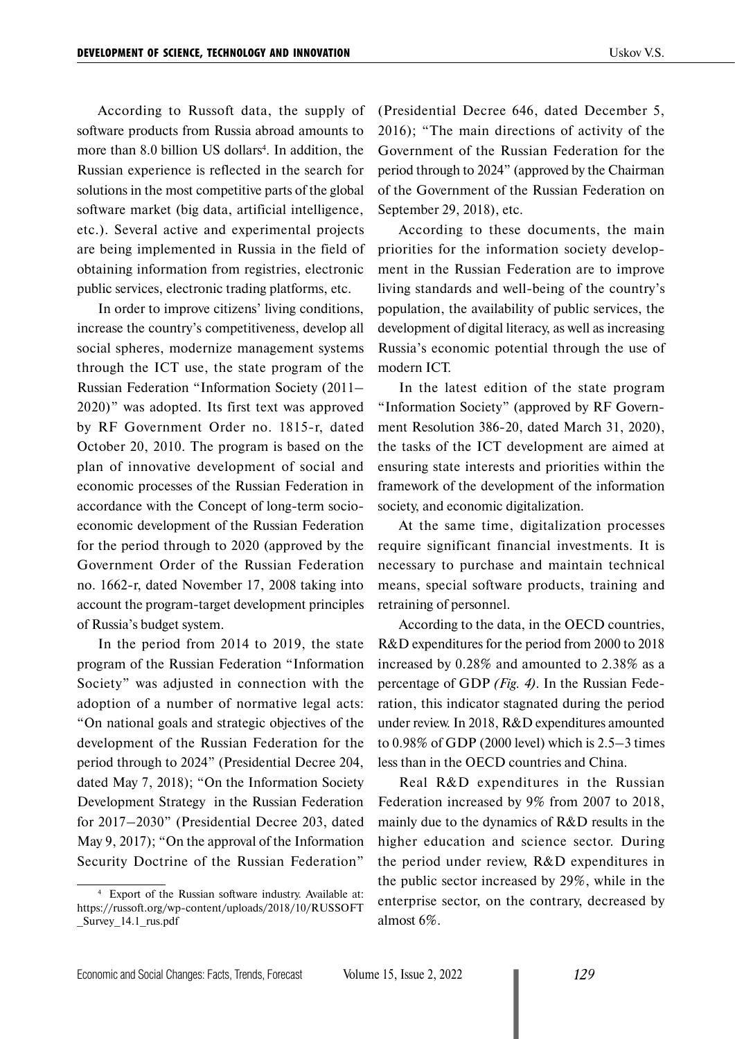According to Russoft data, the supply of software products from Russia abroad amounts to more than 8.0 billion US dollars[4]. In addition, the Russian experience is reflected in the search for solutions in the most competitive parts of the global software market (big data, artificial intelligence, etc.). Several active and experimental projects are being implemented in Russia in the field of obtaining information from registries, electronic public services, electronic trading platforms, etc.

In order to improve citizens' living conditions, increase the country's competitiveness, develop all social spheres, modernize management systems through the ICT use, the state program of the Russian Federation "Information Society (2011–2020)" was adopted. Its first text was approved by RF Government Order no. 1815-r, dated October 20, 2010. The program is based on the plan of innovative development of social and economic processes of the Russian Federation in accordance with the Concept of long-term socio-economic development of the Russian Federation for the period through to 2020 (approved by the Government Order of the Russian Federation no. 1662-r, dated November 17, 2008 taking into account the program-target development principles of Russia's budget system.

In the period from 2014 to 2019, the state program of the Russian Federation "Information Society" was adjusted in connection with the adoption of a number of normative legal acts: "On national goals and strategic objectives of the development of the Russian Federation for the period through to 2024" (Presidential Decree 204, dated May 7, 2018); "On the Information Society Development Strategy in the Russian Federation for 2017–2030" (Presidential Decree 203, dated May 9, 2017); "On the approval of the Information Security Doctrine of the Russian Federation" (Presidential Decree 646, dated December 5, 2016); "The main directions of activity of the Government of the Russian Federation for the period through to 2024" (approved by the Chairman of the Government of the Russian Federation on September 29, 2018), etc.

According to these documents, the main priorities for the information society development in the Russian Federation are to improve living standards and well-being of the country's population, the availability of public services, the development of digital literacy, as well as increasing Russia's economic potential through the use of modern ICT.

In the latest edition of the state program "Information Society" (approved by RF Government Resolution 386-20, dated March 31, 2020), the tasks of the ICT development are aimed at ensuring state interests and priorities within the framework of the development of the information society, and economic digitalization.

At the same time, digitalization processes require significant financial investments. It is necessary to purchase and maintain technical means, special software products, training and retraining of personnel.

According to the data, in the OECD countries, R&D expenditures for the period from 2000 to 2018 increased by 0.28% and amounted to 2.38% as a percentage of GDP *(Fig. 4)*. In the Russian Federation, this indicator stagnated during the period under review. In 2018, R&D expenditures amounted to 0.98% of GDP (2000 level) which is 2.5–3 times less than in the OECD countries and China.

Real R&D expenditures in the Russian Federation increased by 9% from 2007 to 2018, mainly due to the dynamics of R&D results in the higher education and science sector. During the period under review, R&D expenditures in the public sector increased by 29%, while in the enterprise sector, on the contrary, decreased by almost 6%.

[4] Export of the Russian software industry. Available at: https://russoft.org/wp-content/uploads/2018/10/RUSSOFT_Survey_14.1_rus.pdf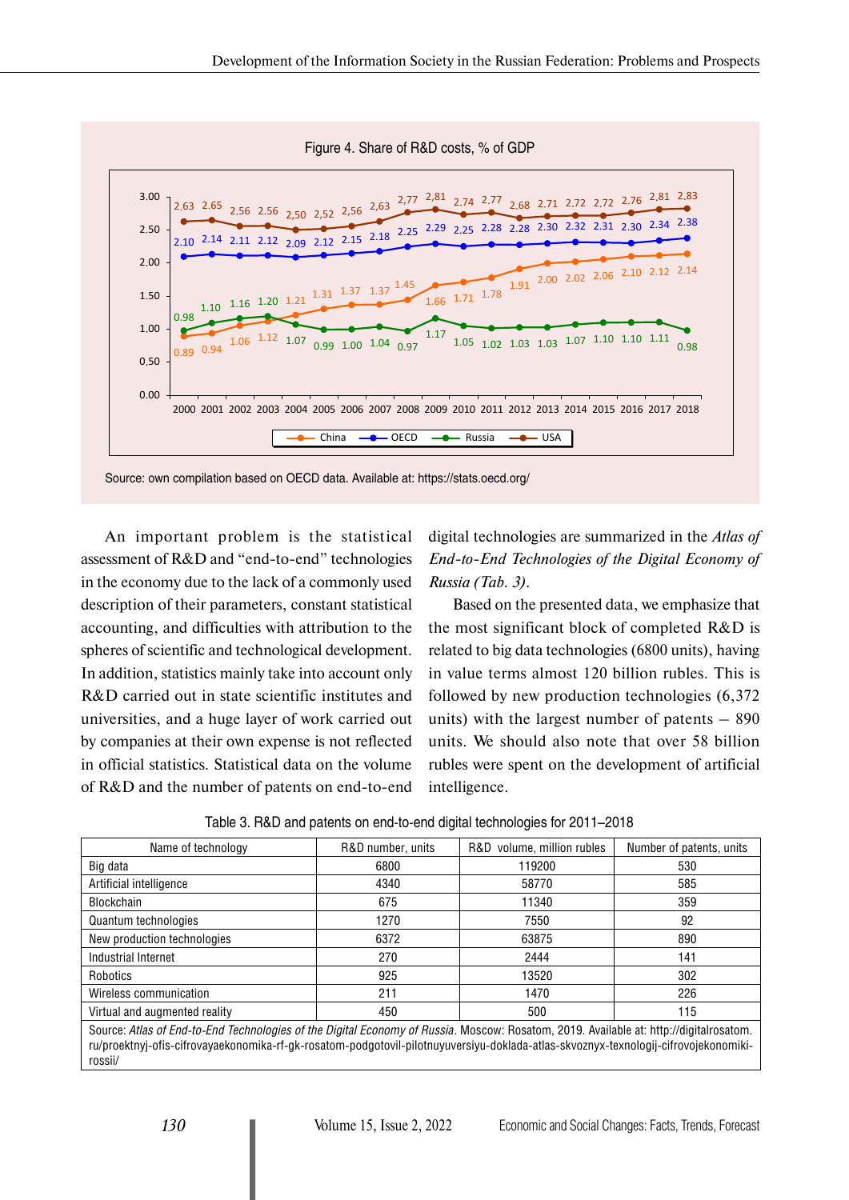Figure 4. Share of R&D costs, % of GDP

| Year | China | OECD | Russia | USA |
|---|---|---|---|---|
| 2000 | 0.89 | 2.10 | 0.98 | 2,63 |
| 2001 | 0.94 | 2.14 | 1.10 | 2,65 |
| 2002 | 1.06 | 2.11 | 1.16 | 2,56 |
| 2003 | 1.12 | 2.12 | 1.20 | 2,56 |
| 2004 | 1.21 | 2.09 | 1.07 | 2,50 |
| 2005 | 1.31 | 2.12 | 0.99 | 2,52 |
| 2006 | 1.37 | 2.15 | 1.00 | 2,56 |
| 2007 | 1.37 | 2.18 | 1.04 | 2,63 |
| 2008 | 1.45 | 2.25 | 0.97 | 2,77 |
| 2009 | 1.66 | 2.29 | 1.17 | 2,81 |
| 2010 | 1.71 | 2.25 | 1.05 | 2,74 |
| 2011 | 1.78 | 2.28 | 1.02 | 2,77 |
| 2012 | 1.91 | 2.28 | 1.03 | 2,68 |
| 2013 | 2.00 | 2.30 | 1.03 | 2,71 |
| 2014 | 2.02 | 2.32 | 1.07 | 2,72 |
| 2015 | 2.06 | 2.31 | 1.10 | 2,72 |
| 2016 | 2.10 | 2.30 | 1.10 | 2,76 |
| 2017 | 2.12 | 2.34 | 1.11 | 2,81 |
| 2018 | 2.14 | 2.38 | 0.98 | 2,83 |

Source: own compilation based on OECD data. Available at: https://stats.oecd.org/

An important problem is the statistical assessment of R&D and "end-to-end" technologies in the economy due to the lack of a commonly used description of their parameters, constant statistical accounting, and difficulties with attribution to the spheres of scientific and technological development. In addition, statistics mainly take into account only R&D carried out in state scientific institutes and universities, and a huge layer of work carried out by companies at their own expense is not reflected in official statistics. Statistical data on the volume of R&D and the number of patents on end-to-end digital technologies are summarized in the *Atlas of End-to-End Technologies of the Digital Economy of Russia (Tab. 3)*.

Based on the presented data, we emphasize that the most significant block of completed R&D is related to big data technologies (6800 units), having in value terms almost 120 billion rubles. This is followed by new production technologies (6,372 units) with the largest number of patents – 890 units. We should also note that over 58 billion rubles were spent on the development of artificial intelligence.

Table 3. R&D and patents on end-to-end digital technologies for 2011–2018

| Name of technology | R&D number, units | R&D volume, million rubles | Number of patents, units |
|---|---|---|---|
| Big data | 6800 | 119200 | 530 |
| Artificial intelligence | 4340 | 58770 | 585 |
| Blockchain | 675 | 11340 | 359 |
| Quantum technologies | 1270 | 7550 | 92 |
| New production technologies | 6372 | 63875 | 890 |
| Industrial Internet | 270 | 2444 | 141 |
| Robotics | 925 | 13520 | 302 |
| Wireless communication | 211 | 1470 | 226 |
| Virtual and augmented reality | 450 | 500 | 115 |

Source: *Atlas of End-to-End Technologies of the Digital Economy of Russia*. Moscow: Rosatom, 2019. Available at: http://digitalrosatom.ru/proektnyj-ofis-cifrovayaekonomika-rf-gk-rosatom-podgotovil-pilotnuyuversiyu-doklada-atlas-skvoznyx-texnologij-cifrovojekonomiki-rossii/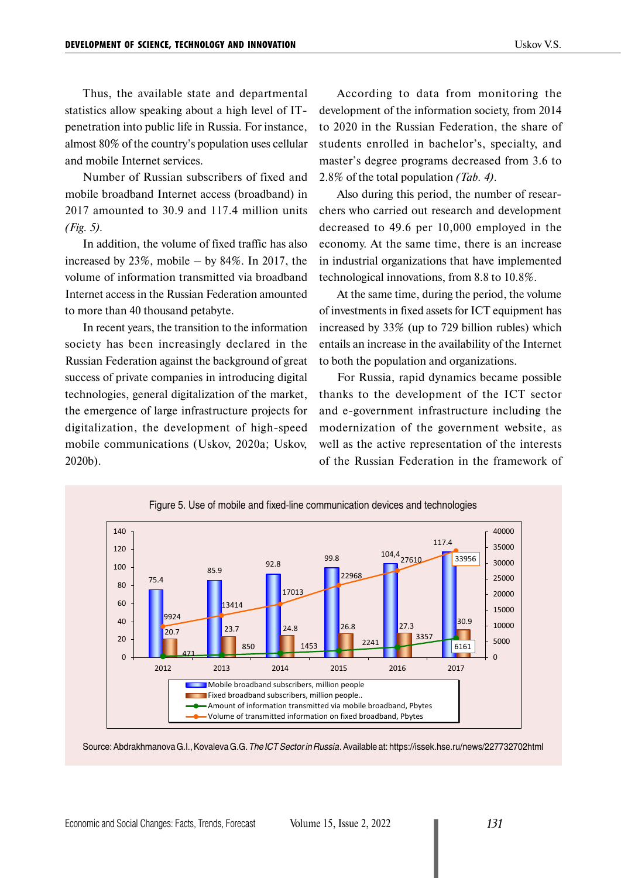Thus, the available state and departmental statistics allow speaking about a high level of IT-penetration into public life in Russia. For instance, almost 80% of the country's population uses cellular and mobile Internet services.

Number of Russian subscribers of fixed and mobile broadband Internet access (broadband) in 2017 amounted to 30.9 and 117.4 million units *(Fig. 5)*.

In addition, the volume of fixed traffic has also increased by 23%, mobile – by 84%. In 2017, the volume of information transmitted via broadband Internet access in the Russian Federation amounted to more than 40 thousand petabyte.

In recent years, the transition to the information society has been increasingly declared in the Russian Federation against the background of great success of private companies in introducing digital technologies, general digitalization of the market, the emergence of large infrastructure projects for digitalization, the development of high-speed mobile communications (Uskov, 2020a; Uskov, 2020b).

According to data from monitoring the development of the information society, from 2014 to 2020 in the Russian Federation, the share of students enrolled in bachelor's, specialty, and master's degree programs decreased from 3.6 to 2.8% of the total population *(Tab. 4)*.

Also during this period, the number of researchers who carried out research and development decreased to 49.6 per 10,000 employed in the economy. At the same time, there is an increase in industrial organizations that have implemented technological innovations, from 8.8 to 10.8%.

At the same time, during the period, the volume of investments in fixed assets for ICT equipment has increased by 33% (up to 729 billion rubles) which entails an increase in the availability of the Internet to both the population and organizations.

For Russia, rapid dynamics became possible thanks to the development of the ICT sector and e-government infrastructure including the modernization of the government website, as well as the active representation of the interests of the Russian Federation in the framework of

Figure 5. Use of mobile and fixed-line communication devices and technologies

| Year | Mobile broadband subscribers, million people | Fixed broadband subscribers, million people | Amount of information transmitted via mobile broadband, Pbytes | Volume of transmitted information on fixed broadband, Pbytes |
|---|---|---|---|---|
| 2012 | 75.4 | 20.7 | 471 | 9924 |
| 2013 | 85.9 | 23.7 | 850 | 13414 |
| 2014 | 92.8 | 24.8 | 1453 | 17013 |
| 2015 | 99.8 | 26.8 | 2241 | 22968 |
| 2016 | 104,4 | 27.3 | 3357 | 27610 |
| 2017 | 117.4 | 30.9 | 6161 | 33956 |

Source: Abdrakhmanova G.I., Kovaleva G.G. *The ICT Sector in Russia*. Available at: https://issek.hse.ru/news/227732702html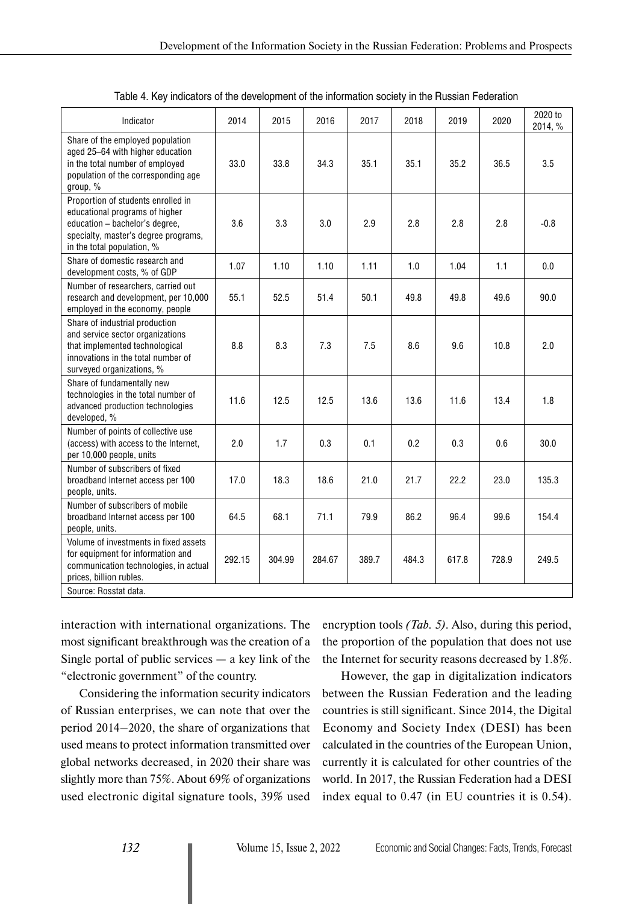Table 4. Key indicators of the development of the information society in the Russian Federation

| Indicator | 2014 | 2015 | 2016 | 2017 | 2018 | 2019 | 2020 | 2020 to 2014, % |
|---|---|---|---|---|---|---|---|---|
| Share of the employed population aged 25–64 with higher education in the total number of employed population of the corresponding age group, % | 33.0 | 33.8 | 34.3 | 35.1 | 35.1 | 35.2 | 36.5 | 3.5 |
| Proportion of students enrolled in educational programs of higher education – bachelor's degree, specialty, master's degree programs, in the total population, % | 3.6 | 3.3 | 3.0 | 2.9 | 2.8 | 2.8 | 2.8 | -0.8 |
| Share of domestic research and development costs, % of GDP | 1.07 | 1.10 | 1.10 | 1.11 | 1.0 | 1.04 | 1.1 | 0.0 |
| Number of researchers, carried out research and development, per 10,000 employed in the economy, people | 55.1 | 52.5 | 51.4 | 50.1 | 49.8 | 49.8 | 49.6 | 90.0 |
| Share of industrial production and service sector organizations that implemented technological innovations in the total number of surveyed organizations, % | 8.8 | 8.3 | 7.3 | 7.5 | 8.6 | 9.6 | 10.8 | 2.0 |
| Share of fundamentally new technologies in the total number of advanced production technologies developed, % | 11.6 | 12.5 | 12.5 | 13.6 | 13.6 | 11.6 | 13.4 | 1.8 |
| Number of points of collective use (access) with access to the Internet, per 10,000 people, units | 2.0 | 1.7 | 0.3 | 0.1 | 0.2 | 0.3 | 0.6 | 30.0 |
| Number of subscribers of fixed broadband Internet access per 100 people, units. | 17.0 | 18.3 | 18.6 | 21.0 | 21.7 | 22.2 | 23.0 | 135.3 |
| Number of subscribers of mobile broadband Internet access per 100 people, units. | 64.5 | 68.1 | 71.1 | 79.9 | 86.2 | 96.4 | 99.6 | 154.4 |
| Volume of investments in fixed assets for equipment for information and communication technologies, in actual prices, billion rubles. | 292.15 | 304.99 | 284.67 | 389.7 | 484.3 | 617.8 | 728.9 | 249.5 |

Source: Rosstat data.

interaction with international organizations. The most significant breakthrough was the creation of a Single portal of public services — a key link of the "electronic government" of the country.

Considering the information security indicators of Russian enterprises, we can note that over the period 2014–2020, the share of organizations that used means to protect information transmitted over global networks decreased, in 2020 their share was slightly more than 75%. About 69% of organizations used electronic digital signature tools, 39% used encryption tools *(Tab. 5)*. Also, during this period, the proportion of the population that does not use the Internet for security reasons decreased by 1.8%.

However, the gap in digitalization indicators between the Russian Federation and the leading countries is still significant. Since 2014, the Digital Economy and Society Index (DESI) has been calculated in the countries of the European Union, currently it is calculated for other countries of the world. In 2017, the Russian Federation had a DESI index equal to 0.47 (in EU countries it is 0.54).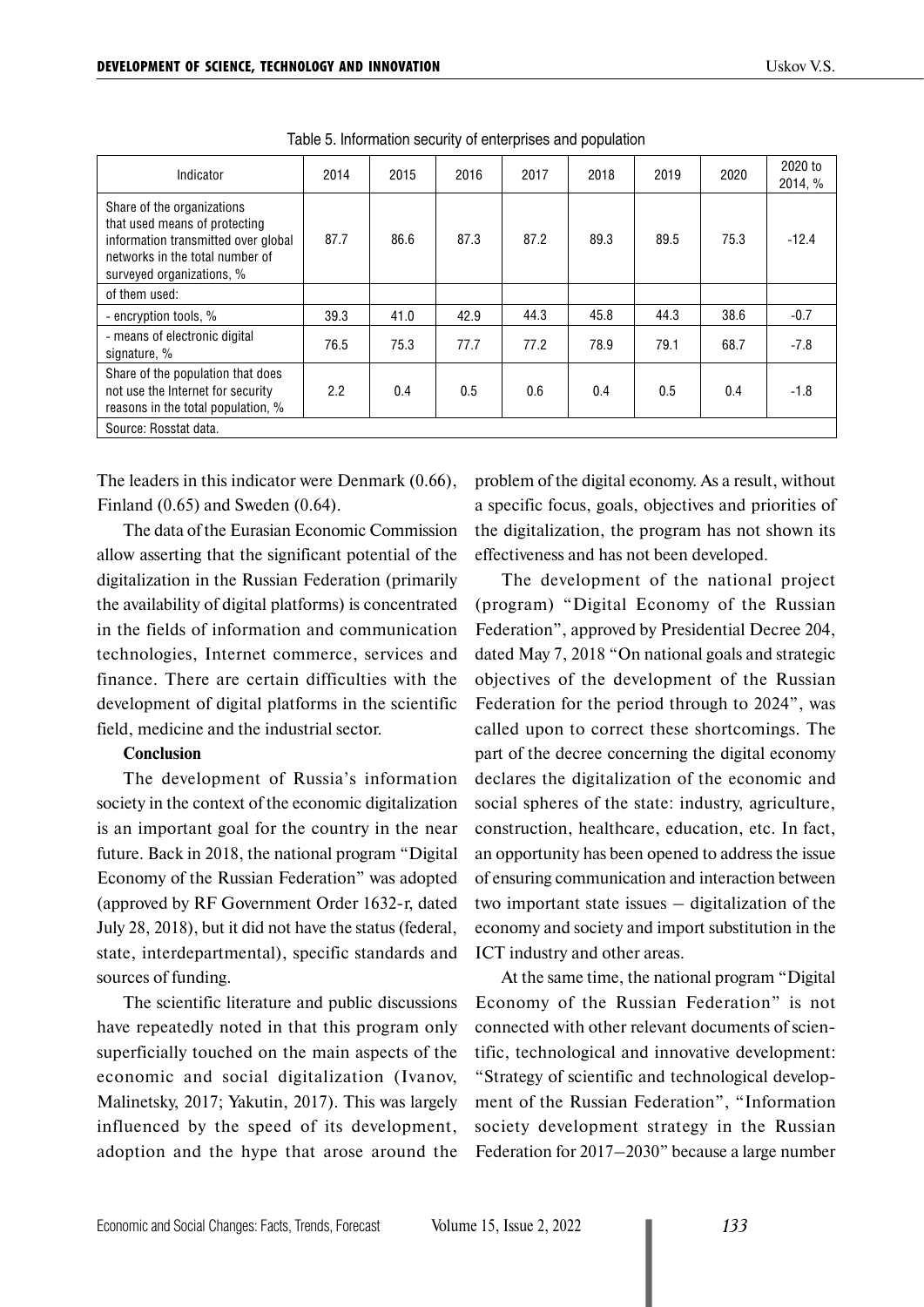Table 5. Information security of enterprises and population

| Indicator | 2014 | 2015 | 2016 | 2017 | 2018 | 2019 | 2020 | 2020 to 2014, % |
|---|---|---|---|---|---|---|---|---|
| Share of the organizations that used means of protecting information transmitted over global networks in the total number of surveyed organizations, % | 87.7 | 86.6 | 87.3 | 87.2 | 89.3 | 89.5 | 75.3 | -12.4 |
| of them used: | | | | | | | | |
| - encryption tools, % | 39.3 | 41.0 | 42.9 | 44.3 | 45.8 | 44.3 | 38.6 | -0.7 |
| - means of electronic digital signature, % | 76.5 | 75.3 | 77.7 | 77.2 | 78.9 | 79.1 | 68.7 | -7.8 |
| Share of the population that does not use the Internet for security reasons in the total population, % | 2.2 | 0.4 | 0.5 | 0.6 | 0.4 | 0.5 | 0.4 | -1.8 |
| Source: Rosstat data. | | | | | | | | |

The leaders in this indicator were Denmark (0.66), Finland (0.65) and Sweden (0.64).

The data of the Eurasian Economic Commission allow asserting that the significant potential of the digitalization in the Russian Federation (primarily the availability of digital platforms) is concentrated in the fields of information and communication technologies, Internet commerce, services and finance. There are certain difficulties with the development of digital platforms in the scientific field, medicine and the industrial sector.

**Conclusion**

The development of Russia's information society in the context of the economic digitalization is an important goal for the country in the near future. Back in 2018, the national program "Digital Economy of the Russian Federation" was adopted (approved by RF Government Order 1632-r, dated July 28, 2018), but it did not have the status (federal, state, interdepartmental), specific standards and sources of funding.

The scientific literature and public discussions have repeatedly noted in that this program only superficially touched on the main aspects of the economic and social digitalization (Ivanov, Malinetsky, 2017; Yakutin, 2017). This was largely influenced by the speed of its development, adoption and the hype that arose around the problem of the digital economy. As a result, without a specific focus, goals, objectives and priorities of the digitalization, the program has not shown its effectiveness and has not been developed.

The development of the national project (program) "Digital Economy of the Russian Federation", approved by Presidential Decree 204, dated May 7, 2018 "On national goals and strategic objectives of the development of the Russian Federation for the period through to 2024", was called upon to correct these shortcomings. The part of the decree concerning the digital economy declares the digitalization of the economic and social spheres of the state: industry, agriculture, construction, healthcare, education, etc. In fact, an opportunity has been opened to address the issue of ensuring communication and interaction between two important state issues – digitalization of the economy and society and import substitution in the ICT industry and other areas.

At the same time, the national program "Digital Economy of the Russian Federation" is not connected with other relevant documents of scientific, technological and innovative development: "Strategy of scientific and technological development of the Russian Federation", "Information society development strategy in the Russian Federation for 2017–2030" because a large number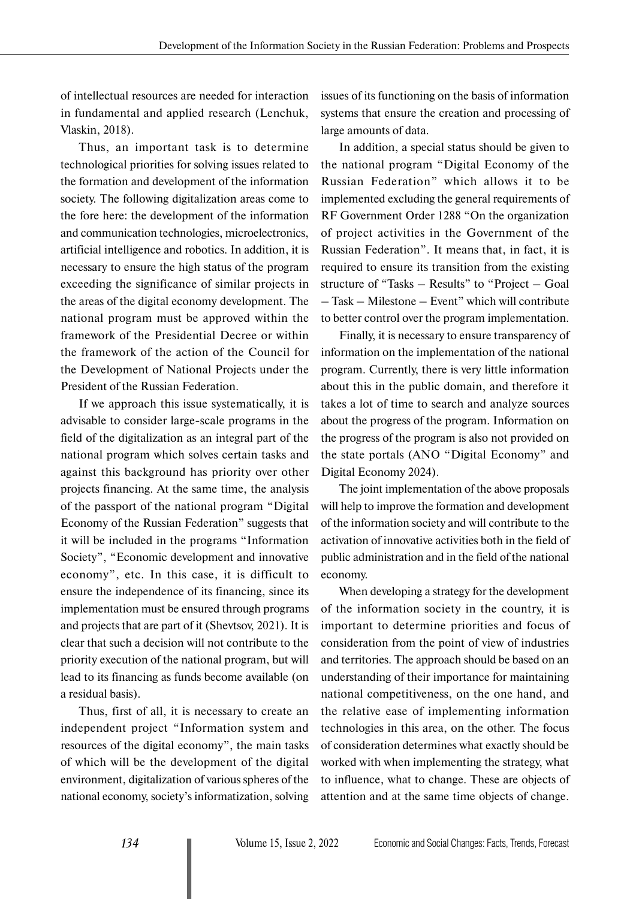of intellectual resources are needed for interaction in fundamental and applied research (Lenchuk, Vlaskin, 2018).

Thus, an important task is to determine technological priorities for solving issues related to the formation and development of the information society. The following digitalization areas come to the fore here: the development of the information and communication technologies, microelectronics, artificial intelligence and robotics. In addition, it is necessary to ensure the high status of the program exceeding the significance of similar projects in the areas of the digital economy development. The national program must be approved within the framework of the Presidential Decree or within the framework of the action of the Council for the Development of National Projects under the President of the Russian Federation.

If we approach this issue systematically, it is advisable to consider large-scale programs in the field of the digitalization as an integral part of the national program which solves certain tasks and against this background has priority over other projects financing. At the same time, the analysis of the passport of the national program "Digital Economy of the Russian Federation" suggests that it will be included in the programs "Information Society", "Economic development and innovative economy", etc. In this case, it is difficult to ensure the independence of its financing, since its implementation must be ensured through programs and projects that are part of it (Shevtsov, 2021). It is clear that such a decision will not contribute to the priority execution of the national program, but will lead to its financing as funds become available (on a residual basis).

Thus, first of all, it is necessary to create an independent project "Information system and resources of the digital economy", the main tasks of which will be the development of the digital environment, digitalization of various spheres of the national economy, society's informatization, solving issues of its functioning on the basis of information systems that ensure the creation and processing of large amounts of data.

In addition, a special status should be given to the national program "Digital Economy of the Russian Federation" which allows it to be implemented excluding the general requirements of RF Government Order 1288 "On the organization of project activities in the Government of the Russian Federation". It means that, in fact, it is required to ensure its transition from the existing structure of "Tasks – Results" to "Project – Goal – Task – Milestone – Event" which will contribute to better control over the program implementation.

Finally, it is necessary to ensure transparency of information on the implementation of the national program. Currently, there is very little information about this in the public domain, and therefore it takes a lot of time to search and analyze sources about the progress of the program. Information on the progress of the program is also not provided on the state portals (ANO "Digital Economy" and Digital Economy 2024).

The joint implementation of the above proposals will help to improve the formation and development of the information society and will contribute to the activation of innovative activities both in the field of public administration and in the field of the national economy.

When developing a strategy for the development of the information society in the country, it is important to determine priorities and focus of consideration from the point of view of industries and territories. The approach should be based on an understanding of their importance for maintaining national competitiveness, on the one hand, and the relative ease of implementing information technologies in this area, on the other. The focus of consideration determines what exactly should be worked with when implementing the strategy, what to influence, what to change. These are objects of attention and at the same time objects of change.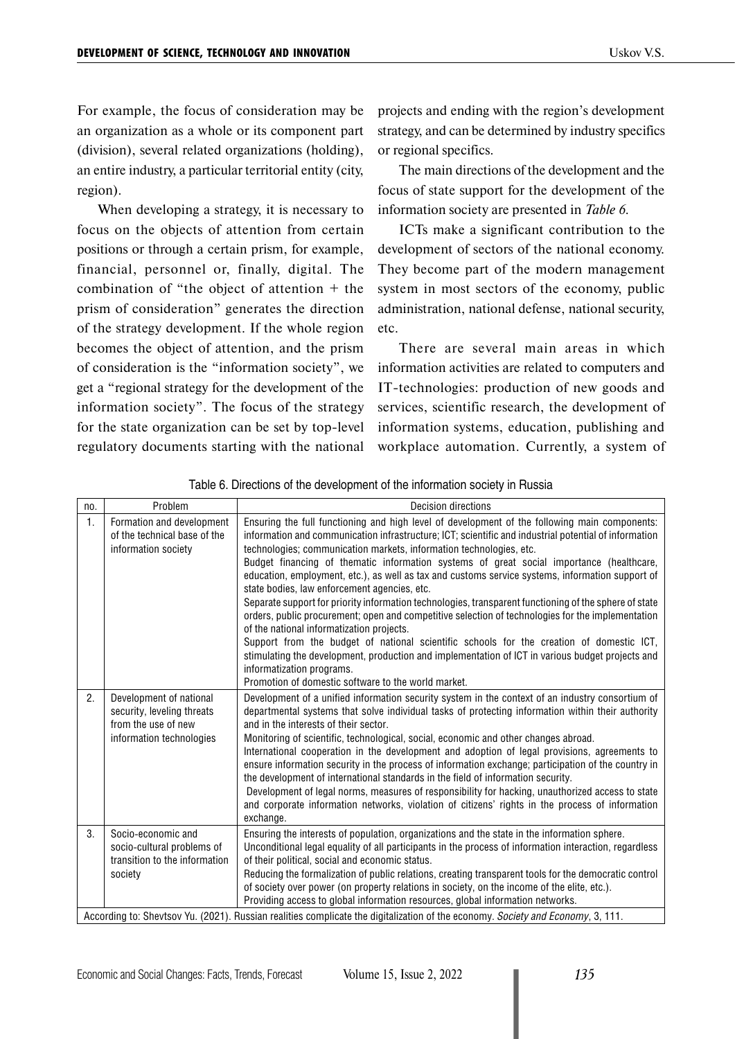For example, the focus of consideration may be an organization as a whole or its component part (division), several related organizations (holding), an entire industry, a particular territorial entity (city, region).

When developing a strategy, it is necessary to focus on the objects of attention from certain positions or through a certain prism, for example, financial, personnel or, finally, digital. The combination of "the object of attention + the prism of consideration" generates the direction of the strategy development. If the whole region becomes the object of attention, and the prism of consideration is the "information society", we get a "regional strategy for the development of the information society". The focus of the strategy for the state organization can be set by top-level regulatory documents starting with the national projects and ending with the region's development strategy, and can be determined by industry specifics or regional specifics.

The main directions of the development and the focus of state support for the development of the information society are presented in *Table 6*.

ICTs make a significant contribution to the development of sectors of the national economy. They become part of the modern management system in most sectors of the economy, public administration, national defense, national security, etc.

There are several main areas in which information activities are related to computers and IT-technologies: production of new goods and services, scientific research, the development of information systems, education, publishing and workplace automation. Currently, a system of

Table 6. Directions of the development of the information society in Russia

| no. | Problem | Decision directions |
|---|---|---|
| 1. | Formation and development of the technical base of the information society | Ensuring the full functioning and high level of development of the following main components: information and communication infrastructure; ICT; scientific and industrial potential of information technologies; communication markets, information technologies, etc.<br>Budget financing of thematic information systems of great social importance (healthcare, education, employment, etc.), as well as tax and customs service systems, information support of state bodies, law enforcement agencies, etc.<br>Separate support for priority information technologies, transparent functioning of the sphere of state orders, public procurement; open and competitive selection of technologies for the implementation of the national informatization projects.<br>Support from the budget of national scientific schools for the creation of domestic ICT, stimulating the development, production and implementation of ICT in various budget projects and informatization programs.<br>Promotion of domestic software to the world market. |
| 2. | Development of national security, leveling threats from the use of new information technologies | Development of a unified information security system in the context of an industry consortium of departmental systems that solve individual tasks of protecting information within their authority and in the interests of their sector.<br>Monitoring of scientific, technological, social, economic and other changes abroad.<br>International cooperation in the development and adoption of legal provisions, agreements to ensure information security in the process of information exchange; participation of the country in the development of international standards in the field of information security.<br>Development of legal norms, measures of responsibility for hacking, unauthorized access to state and corporate information networks, violation of citizens' rights in the process of information exchange. |
| 3. | Socio-economic and socio-cultural problems of transition to the information society | Ensuring the interests of population, organizations and the state in the information sphere.<br>Unconditional legal equality of all participants in the process of information interaction, regardless of their political, social and economic status.<br>Reducing the formalization of public relations, creating transparent tools for the democratic control of society over power (on property relations in society, on the income of the elite, etc.).<br>Providing access to global information resources, global information networks. |

According to: Shevtsov Yu. (2021). Russian realities complicate the digitalization of the economy. *Society and Economy*, 3, 111.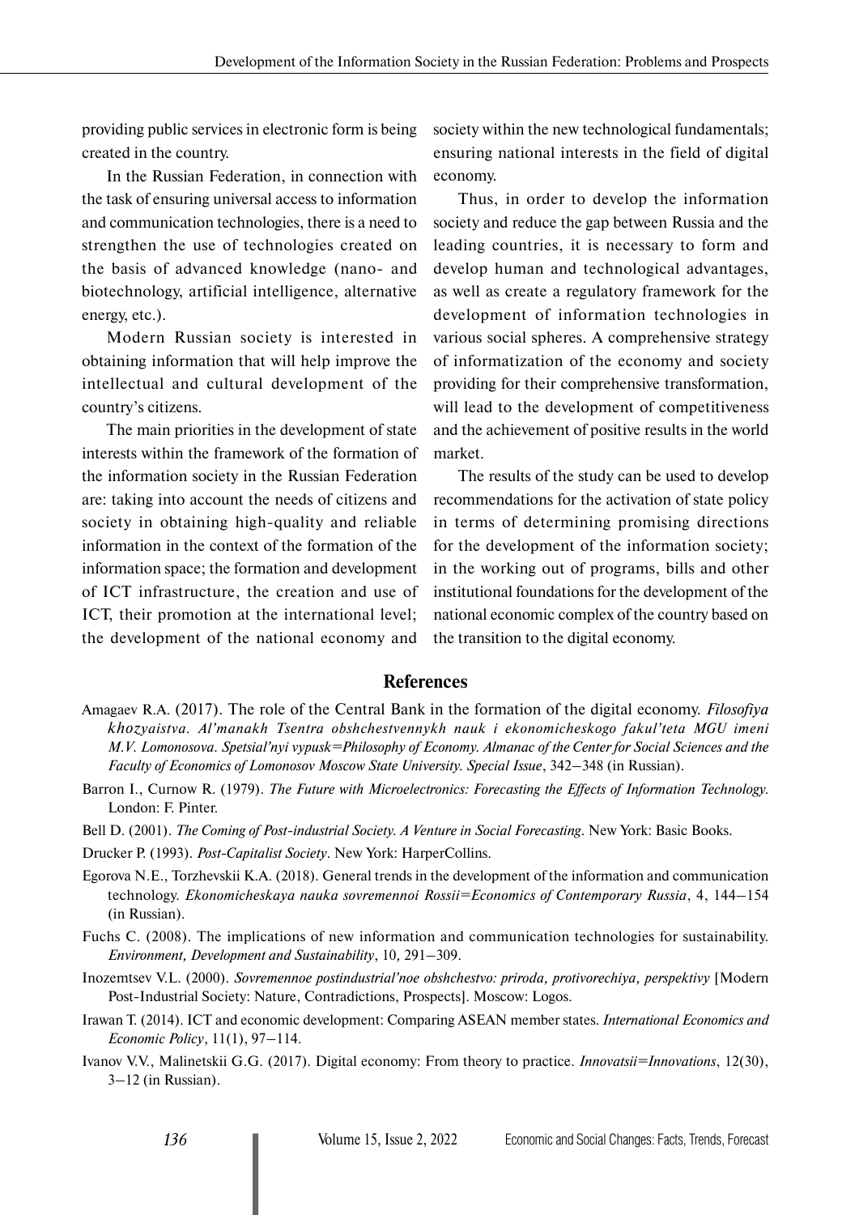providing public services in electronic form is being created in the country.

In the Russian Federation, in connection with the task of ensuring universal access to information and communication technologies, there is a need to strengthen the use of technologies created on the basis of advanced knowledge (nano- and biotechnology, artificial intelligence, alternative energy, etc.).

Modern Russian society is interested in obtaining information that will help improve the intellectual and cultural development of the country's citizens.

The main priorities in the development of state interests within the framework of the formation of the information society in the Russian Federation are: taking into account the needs of citizens and society in obtaining high-quality and reliable information in the context of the formation of the information space; the formation and development of ICT infrastructure, the creation and use of ICT, their promotion at the international level; the development of the national economy and society within the new technological fundamentals; ensuring national interests in the field of digital economy.

Thus, in order to develop the information society and reduce the gap between Russia and the leading countries, it is necessary to form and develop human and technological advantages, as well as create a regulatory framework for the development of information technologies in various social spheres. A comprehensive strategy of informatization of the economy and society providing for their comprehensive transformation, will lead to the development of competitiveness and the achievement of positive results in the world market.

The results of the study can be used to develop recommendations for the activation of state policy in terms of determining promising directions for the development of the information society; in the working out of programs, bills and other institutional foundations for the development of the national economic complex of the country based on the transition to the digital economy.

## References

Amagaev R.A. (2017). The role of the Central Bank in the formation of the digital economy. *Filosofiya khozyaistva. Al'manakh Tsentra obshchestvennykh nauk i ekonomicheskogo fakul'teta MGU imeni M.V. Lomonosova. Spetsial'nyi vypusk=Philosophy of Economy. Almanac of the Center for Social Sciences and the Faculty of Economics of Lomonosov Moscow State University. Special Issue*, 342–348 (in Russian).

Barron I., Curnow R. (1979). *The Future with Microelectronics: Forecasting the Effects of Information Technology.* London: F. Pinter.

Bell D. (2001). *The Coming of Post-industrial Society. A Venture in Social Forecasting*. New York: Basic Books.

Drucker P. (1993). *Post-Capitalist Society*. New York: HarperCollins.

Egorova N.E., Torzhevskii K.A. (2018). General trends in the development of the information and communication technology. *Ekonomicheskaya nauka sovremennoi Rossii=Economics of Contemporary Russia*, 4, 144–154 (in Russian).

Fuchs C. (2008). The implications of new information and communication technologies for sustainability. *Environment, Development and Sustainability*, 10, 291–309.

Inozemtsev V.L. (2000). *Sovremennoe postindustrial'noe obshchestvo: priroda, protivorechiya, perspektivy* [Modern Post-Industrial Society: Nature, Contradictions, Prospects]. Moscow: Logos.

Irawan T. (2014). ICT and economic development: Comparing ASEAN member states. *International Economics and Economic Policy*, 11(1), 97–114.

Ivanov V.V., Malinetskii G.G. (2017). Digital economy: From theory to practice. *Innovatsii=Innovations*, 12(30), 3–12 (in Russian).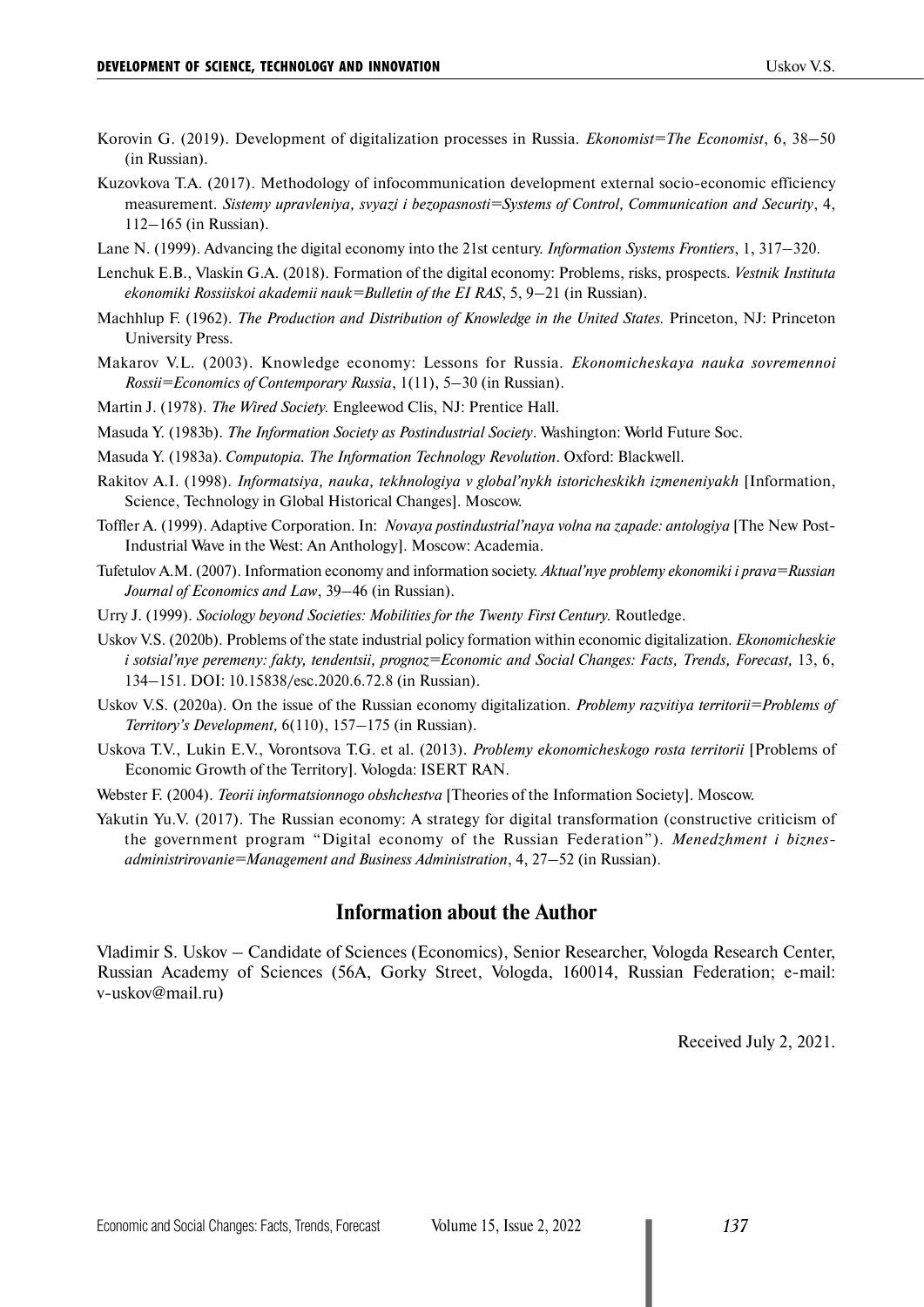Korovin G. (2019). Development of digitalization processes in Russia. *Ekonomist=The Economist*, 6, 38–50 (in Russian).

Kuzovkova T.A. (2017). Methodology of infocommunication development external socio-economic efficiency measurement. *Sistemy upravleniya, svyazi i bezopasnosti=Systems of Control, Communication and Security*, 4, 112–165 (in Russian).

Lane N. (1999). Advancing the digital economy into the 21st century. *Information Systems Frontiers*, 1, 317–320.

Lenchuk E.B., Vlaskin G.A. (2018). Formation of the digital economy: Problems, risks, prospects. *Vestnik Instituta ekonomiki Rossiiskoi akademii nauk=Bulletin of the EI RAS*, 5, 9–21 (in Russian).

Machhlup F. (1962). *The Production and Distribution of Knowledge in the United States*. Princeton, NJ: Princeton University Press.

Makarov V.L. (2003). Knowledge economy: Lessons for Russia. *Ekonomicheskaya nauka sovremennoi Rossii=Economics of Contemporary Russia*, 1(11), 5–30 (in Russian).

Martin J. (1978). *The Wired Society*. Engleewod Clis, NJ: Prentice Hall.

Masuda Y. (1983b). *The Information Society as Postindustrial Society*. Washington: World Future Soc.

Masuda Y. (1983a). *Computopia. The Information Technology Revolution*. Oxford: Blackwell.

Rakitov A.I. (1998). *Informatsiya, nauka, tekhnologiya v global'nykh istoricheskikh izmeneniyakh* [Information, Science, Technology in Global Historical Changes]. Moscow.

Toffler A. (1999). Adaptive Corporation. In: *Novaya postindustrial'naya volna na zapade: antologiya* [The New Post-Industrial Wave in the West: An Anthology]. Moscow: Academia.

Tufetulov A.M. (2007). Information economy and information society. *Aktual'nye problemy ekonomiki i prava=Russian Journal of Economics and Law*, 39–46 (in Russian).

Urry J. (1999). *Sociology beyond Societies: Mobilities for the Twenty First Century*. Routledge.

Uskov V.S. (2020b). Problems of the state industrial policy formation within economic digitalization. *Ekonomicheskie i sotsial'nye peremeny: fakty, tendentsii, prognoz=Economic and Social Changes: Facts, Trends, Forecast,* 13, 6, 134–151. DOI: 10.15838/esc.2020.6.72.8 (in Russian).

Uskov V.S. (2020a). On the issue of the Russian economy digitalization. *Problemy razvitiya territorii=Problems of Territory's Development,* 6(110), 157–175 (in Russian).

Uskova T.V., Lukin E.V., Vorontsova T.G. et al. (2013). *Problemy ekonomicheskogo rosta territorii* [Problems of Economic Growth of the Territory]. Vologda: ISERT RAN.

Webster F. (2004). *Teorii informatsionnogo obshchestva* [Theories of the Information Society]. Moscow.

Yakutin Yu.V. (2017). The Russian economy: A strategy for digital transformation (constructive criticism of the government program "Digital economy of the Russian Federation"). *Menedzhment i biznes-administrirovanie=Management and Business Administration*, 4, 27–52 (in Russian).

## Information about the Author

Vladimir S. Uskov – Candidate of Sciences (Economics), Senior Researcher, Vologda Research Center, Russian Academy of Sciences (56A, Gorky Street, Vologda, 160014, Russian Federation; e-mail: v-uskov@mail.ru)

Received July 2, 2021.